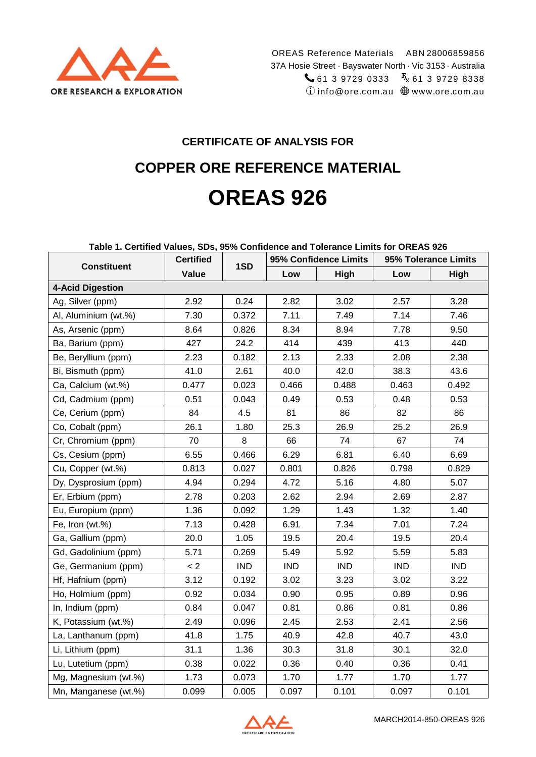ORE RESEARCH & EXPLORATION

OREAS Reference Materials ABN 28006859856
37A Hosie Street · Bayswater North · Vic 3153 · Australia
61 3 9729 0333 Fax 61 3 9729 8338
info@ore.com.au www.ore.com.au

## CERTIFICATE OF ANALYSIS FOR

## COPPER ORE REFERENCE MATERIAL

# OREAS 926

**Table 1. Certified Values, SDs, 95% Confidence and Tolerance Limits for OREAS 926**

| Constituent | Certified Value | 1SD | 95% Confidence Limits | | 95% Tolerance Limits | |
|---|---|---|---|---|---|---|
| | | | Low | High | Low | High |
| **4-Acid Digestion** | | | | | | |
| Ag, Silver (ppm) | 2.92 | 0.24 | 2.82 | 3.02 | 2.57 | 3.28 |
| Al, Aluminium (wt.%) | 7.30 | 0.372 | 7.11 | 7.49 | 7.14 | 7.46 |
| As, Arsenic (ppm) | 8.64 | 0.826 | 8.34 | 8.94 | 7.78 | 9.50 |
| Ba, Barium (ppm) | 427 | 24.2 | 414 | 439 | 413 | 440 |
| Be, Beryllium (ppm) | 2.23 | 0.182 | 2.13 | 2.33 | 2.08 | 2.38 |
| Bi, Bismuth (ppm) | 41.0 | 2.61 | 40.0 | 42.0 | 38.3 | 43.6 |
| Ca, Calcium (wt.%) | 0.477 | 0.023 | 0.466 | 0.488 | 0.463 | 0.492 |
| Cd, Cadmium (ppm) | 0.51 | 0.043 | 0.49 | 0.53 | 0.48 | 0.53 |
| Ce, Cerium (ppm) | 84 | 4.5 | 81 | 86 | 82 | 86 |
| Co, Cobalt (ppm) | 26.1 | 1.80 | 25.3 | 26.9 | 25.2 | 26.9 |
| Cr, Chromium (ppm) | 70 | 8 | 66 | 74 | 67 | 74 |
| Cs, Cesium (ppm) | 6.55 | 0.466 | 6.29 | 6.81 | 6.40 | 6.69 |
| Cu, Copper (wt.%) | 0.813 | 0.027 | 0.801 | 0.826 | 0.798 | 0.829 |
| Dy, Dysprosium (ppm) | 4.94 | 0.294 | 4.72 | 5.16 | 4.80 | 5.07 |
| Er, Erbium (ppm) | 2.78 | 0.203 | 2.62 | 2.94 | 2.69 | 2.87 |
| Eu, Europium (ppm) | 1.36 | 0.092 | 1.29 | 1.43 | 1.32 | 1.40 |
| Fe, Iron (wt.%) | 7.13 | 0.428 | 6.91 | 7.34 | 7.01 | 7.24 |
| Ga, Gallium (ppm) | 20.0 | 1.05 | 19.5 | 20.4 | 19.5 | 20.4 |
| Gd, Gadolinium (ppm) | 5.71 | 0.269 | 5.49 | 5.92 | 5.59 | 5.83 |
| Ge, Germanium (ppm) | < 2 | IND | IND | IND | IND | IND |
| Hf, Hafnium (ppm) | 3.12 | 0.192 | 3.02 | 3.23 | 3.02 | 3.22 |
| Ho, Holmium (ppm) | 0.92 | 0.034 | 0.90 | 0.95 | 0.89 | 0.96 |
| In, Indium (ppm) | 0.84 | 0.047 | 0.81 | 0.86 | 0.81 | 0.86 |
| K, Potassium (wt.%) | 2.49 | 0.096 | 2.45 | 2.53 | 2.41 | 2.56 |
| La, Lanthanum (ppm) | 41.8 | 1.75 | 40.9 | 42.8 | 40.7 | 43.0 |
| Li, Lithium (ppm) | 31.1 | 1.36 | 30.3 | 31.8 | 30.1 | 32.0 |
| Lu, Lutetium (ppm) | 0.38 | 0.022 | 0.36 | 0.40 | 0.36 | 0.41 |
| Mg, Magnesium (wt.%) | 1.73 | 0.073 | 1.70 | 1.77 | 1.70 | 1.77 |
| Mn, Manganese (wt.%) | 0.099 | 0.005 | 0.097 | 0.101 | 0.097 | 0.101 |

MARCH2014-850-OREAS 926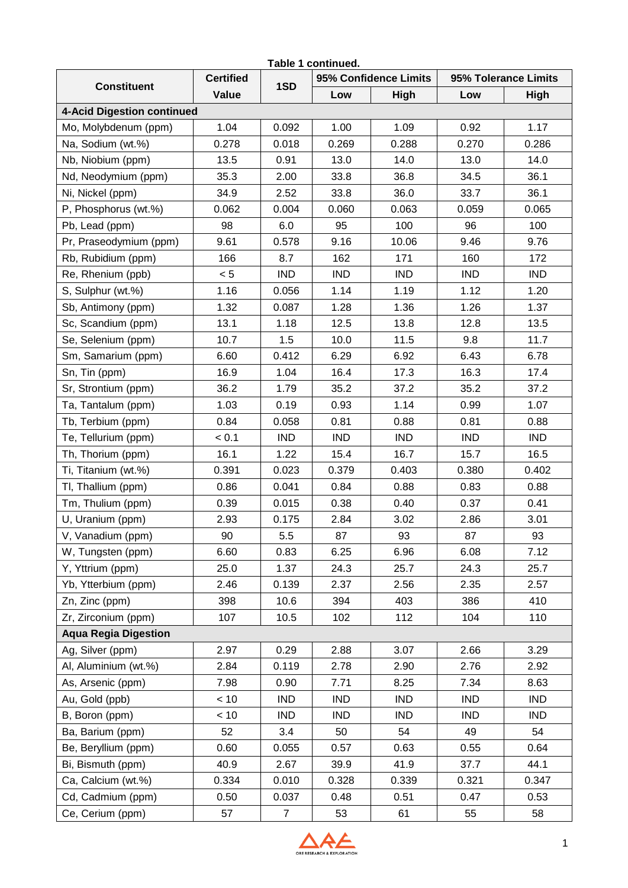**Table 1 continued.**

| Constituent | Certified Value | 1SD | 95% Confidence Limits | | 95% Tolerance Limits | |
|---|---|---|---|---|---|---|
| | | | Low | High | Low | High |
| **4-Acid Digestion continued** | | | | | | |
| Mo, Molybdenum (ppm) | 1.04 | 0.092 | 1.00 | 1.09 | 0.92 | 1.17 |
| Na, Sodium (wt.%) | 0.278 | 0.018 | 0.269 | 0.288 | 0.270 | 0.286 |
| Nb, Niobium (ppm) | 13.5 | 0.91 | 13.0 | 14.0 | 13.0 | 14.0 |
| Nd, Neodymium (ppm) | 35.3 | 2.00 | 33.8 | 36.8 | 34.5 | 36.1 |
| Ni, Nickel (ppm) | 34.9 | 2.52 | 33.8 | 36.0 | 33.7 | 36.1 |
| P, Phosphorus (wt.%) | 0.062 | 0.004 | 0.060 | 0.063 | 0.059 | 0.065 |
| Pb, Lead (ppm) | 98 | 6.0 | 95 | 100 | 96 | 100 |
| Pr, Praseodymium (ppm) | 9.61 | 0.578 | 9.16 | 10.06 | 9.46 | 9.76 |
| Rb, Rubidium (ppm) | 166 | 8.7 | 162 | 171 | 160 | 172 |
| Re, Rhenium (ppb) | < 5 | IND | IND | IND | IND | IND |
| S, Sulphur (wt.%) | 1.16 | 0.056 | 1.14 | 1.19 | 1.12 | 1.20 |
| Sb, Antimony (ppm) | 1.32 | 0.087 | 1.28 | 1.36 | 1.26 | 1.37 |
| Sc, Scandium (ppm) | 13.1 | 1.18 | 12.5 | 13.8 | 12.8 | 13.5 |
| Se, Selenium (ppm) | 10.7 | 1.5 | 10.0 | 11.5 | 9.8 | 11.7 |
| Sm, Samarium (ppm) | 6.60 | 0.412 | 6.29 | 6.92 | 6.43 | 6.78 |
| Sn, Tin (ppm) | 16.9 | 1.04 | 16.4 | 17.3 | 16.3 | 17.4 |
| Sr, Strontium (ppm) | 36.2 | 1.79 | 35.2 | 37.2 | 35.2 | 37.2 |
| Ta, Tantalum (ppm) | 1.03 | 0.19 | 0.93 | 1.14 | 0.99 | 1.07 |
| Tb, Terbium (ppm) | 0.84 | 0.058 | 0.81 | 0.88 | 0.81 | 0.88 |
| Te, Tellurium (ppm) | < 0.1 | IND | IND | IND | IND | IND |
| Th, Thorium (ppm) | 16.1 | 1.22 | 15.4 | 16.7 | 15.7 | 16.5 |
| Ti, Titanium (wt.%) | 0.391 | 0.023 | 0.379 | 0.403 | 0.380 | 0.402 |
| Tl, Thallium (ppm) | 0.86 | 0.041 | 0.84 | 0.88 | 0.83 | 0.88 |
| Tm, Thulium (ppm) | 0.39 | 0.015 | 0.38 | 0.40 | 0.37 | 0.41 |
| U, Uranium (ppm) | 2.93 | 0.175 | 2.84 | 3.02 | 2.86 | 3.01 |
| V, Vanadium (ppm) | 90 | 5.5 | 87 | 93 | 87 | 93 |
| W, Tungsten (ppm) | 6.60 | 0.83 | 6.25 | 6.96 | 6.08 | 7.12 |
| Y, Yttrium (ppm) | 25.0 | 1.37 | 24.3 | 25.7 | 24.3 | 25.7 |
| Yb, Ytterbium (ppm) | 2.46 | 0.139 | 2.37 | 2.56 | 2.35 | 2.57 |
| Zn, Zinc (ppm) | 398 | 10.6 | 394 | 403 | 386 | 410 |
| Zr, Zirconium (ppm) | 107 | 10.5 | 102 | 112 | 104 | 110 |
| **Aqua Regia Digestion** | | | | | | |
| Ag, Silver (ppm) | 2.97 | 0.29 | 2.88 | 3.07 | 2.66 | 3.29 |
| Al, Aluminium (wt.%) | 2.84 | 0.119 | 2.78 | 2.90 | 2.76 | 2.92 |
| As, Arsenic (ppm) | 7.98 | 0.90 | 7.71 | 8.25 | 7.34 | 8.63 |
| Au, Gold (ppb) | < 10 | IND | IND | IND | IND | IND |
| B, Boron (ppm) | < 10 | IND | IND | IND | IND | IND |
| Ba, Barium (ppm) | 52 | 3.4 | 50 | 54 | 49 | 54 |
| Be, Beryllium (ppm) | 0.60 | 0.055 | 0.57 | 0.63 | 0.55 | 0.64 |
| Bi, Bismuth (ppm) | 40.9 | 2.67 | 39.9 | 41.9 | 37.7 | 44.1 |
| Ca, Calcium (wt.%) | 0.334 | 0.010 | 0.328 | 0.339 | 0.321 | 0.347 |
| Cd, Cadmium (ppm) | 0.50 | 0.037 | 0.48 | 0.51 | 0.47 | 0.53 |
| Ce, Cerium (ppm) | 57 | 7 | 53 | 61 | 55 | 58 |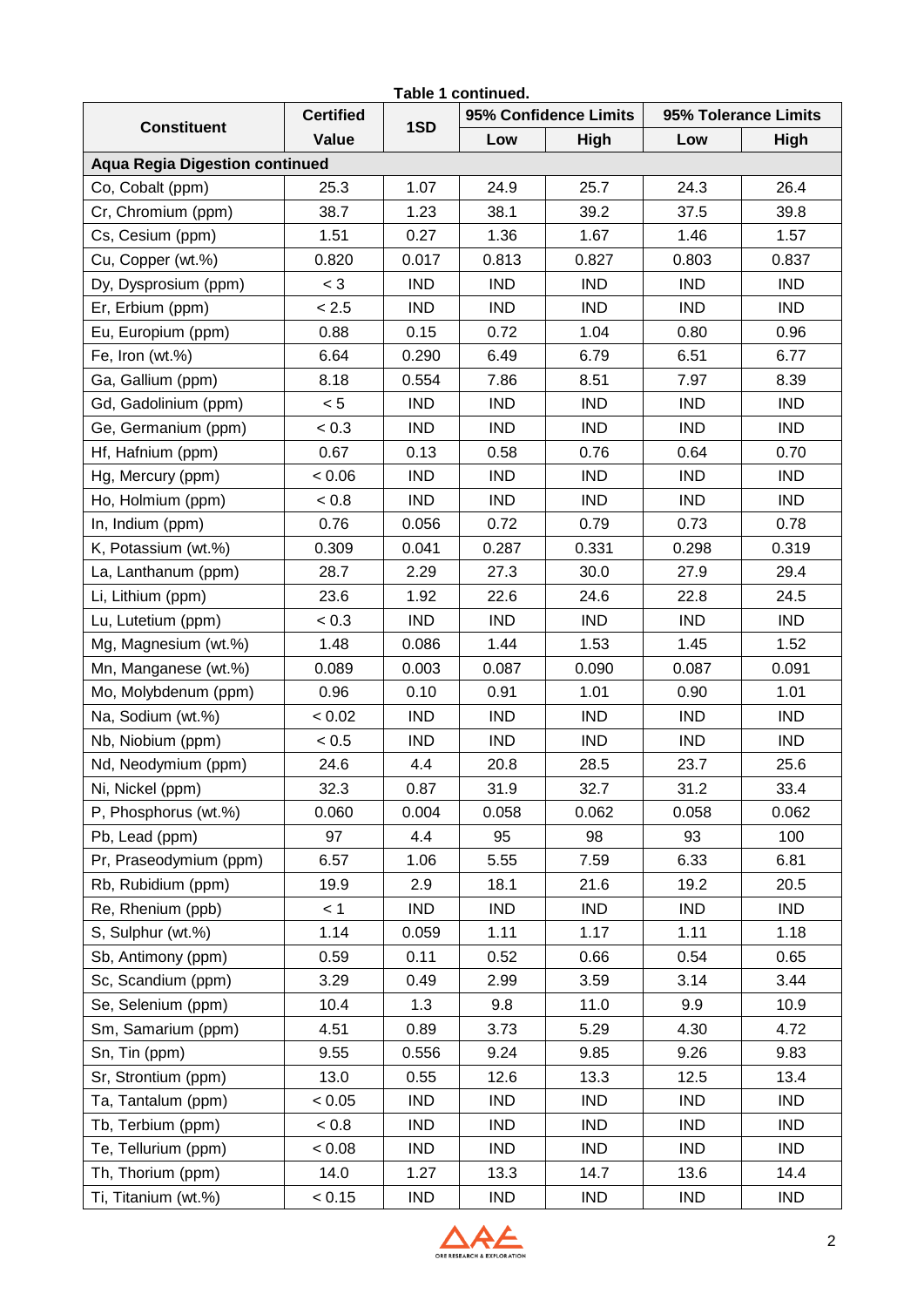**Table 1 continued.**

| Constituent | Certified Value | 1SD | 95% Confidence Limits | | 95% Tolerance Limits | |
|---|---|---|---|---|---|---|
| | | | Low | High | Low | High |
| **Aqua Regia Digestion continued** | | | | | | |
| Co, Cobalt (ppm) | 25.3 | 1.07 | 24.9 | 25.7 | 24.3 | 26.4 |
| Cr, Chromium (ppm) | 38.7 | 1.23 | 38.1 | 39.2 | 37.5 | 39.8 |
| Cs, Cesium (ppm) | 1.51 | 0.27 | 1.36 | 1.67 | 1.46 | 1.57 |
| Cu, Copper (wt.%) | 0.820 | 0.017 | 0.813 | 0.827 | 0.803 | 0.837 |
| Dy, Dysprosium (ppm) | < 3 | IND | IND | IND | IND | IND |
| Er, Erbium (ppm) | < 2.5 | IND | IND | IND | IND | IND |
| Eu, Europium (ppm) | 0.88 | 0.15 | 0.72 | 1.04 | 0.80 | 0.96 |
| Fe, Iron (wt.%) | 6.64 | 0.290 | 6.49 | 6.79 | 6.51 | 6.77 |
| Ga, Gallium (ppm) | 8.18 | 0.554 | 7.86 | 8.51 | 7.97 | 8.39 |
| Gd, Gadolinium (ppm) | < 5 | IND | IND | IND | IND | IND |
| Ge, Germanium (ppm) | < 0.3 | IND | IND | IND | IND | IND |
| Hf, Hafnium (ppm) | 0.67 | 0.13 | 0.58 | 0.76 | 0.64 | 0.70 |
| Hg, Mercury (ppm) | < 0.06 | IND | IND | IND | IND | IND |
| Ho, Holmium (ppm) | < 0.8 | IND | IND | IND | IND | IND |
| In, Indium (ppm) | 0.76 | 0.056 | 0.72 | 0.79 | 0.73 | 0.78 |
| K, Potassium (wt.%) | 0.309 | 0.041 | 0.287 | 0.331 | 0.298 | 0.319 |
| La, Lanthanum (ppm) | 28.7 | 2.29 | 27.3 | 30.0 | 27.9 | 29.4 |
| Li, Lithium (ppm) | 23.6 | 1.92 | 22.6 | 24.6 | 22.8 | 24.5 |
| Lu, Lutetium (ppm) | < 0.3 | IND | IND | IND | IND | IND |
| Mg, Magnesium (wt.%) | 1.48 | 0.086 | 1.44 | 1.53 | 1.45 | 1.52 |
| Mn, Manganese (wt.%) | 0.089 | 0.003 | 0.087 | 0.090 | 0.087 | 0.091 |
| Mo, Molybdenum (ppm) | 0.96 | 0.10 | 0.91 | 1.01 | 0.90 | 1.01 |
| Na, Sodium (wt.%) | < 0.02 | IND | IND | IND | IND | IND |
| Nb, Niobium (ppm) | < 0.5 | IND | IND | IND | IND | IND |
| Nd, Neodymium (ppm) | 24.6 | 4.4 | 20.8 | 28.5 | 23.7 | 25.6 |
| Ni, Nickel (ppm) | 32.3 | 0.87 | 31.9 | 32.7 | 31.2 | 33.4 |
| P, Phosphorus (wt.%) | 0.060 | 0.004 | 0.058 | 0.062 | 0.058 | 0.062 |
| Pb, Lead (ppm) | 97 | 4.4 | 95 | 98 | 93 | 100 |
| Pr, Praseodymium (ppm) | 6.57 | 1.06 | 5.55 | 7.59 | 6.33 | 6.81 |
| Rb, Rubidium (ppm) | 19.9 | 2.9 | 18.1 | 21.6 | 19.2 | 20.5 |
| Re, Rhenium (ppb) | < 1 | IND | IND | IND | IND | IND |
| S, Sulphur (wt.%) | 1.14 | 0.059 | 1.11 | 1.17 | 1.11 | 1.18 |
| Sb, Antimony (ppm) | 0.59 | 0.11 | 0.52 | 0.66 | 0.54 | 0.65 |
| Sc, Scandium (ppm) | 3.29 | 0.49 | 2.99 | 3.59 | 3.14 | 3.44 |
| Se, Selenium (ppm) | 10.4 | 1.3 | 9.8 | 11.0 | 9.9 | 10.9 |
| Sm, Samarium (ppm) | 4.51 | 0.89 | 3.73 | 5.29 | 4.30 | 4.72 |
| Sn, Tin (ppm) | 9.55 | 0.556 | 9.24 | 9.85 | 9.26 | 9.83 |
| Sr, Strontium (ppm) | 13.0 | 0.55 | 12.6 | 13.3 | 12.5 | 13.4 |
| Ta, Tantalum (ppm) | < 0.05 | IND | IND | IND | IND | IND |
| Tb, Terbium (ppm) | < 0.8 | IND | IND | IND | IND | IND |
| Te, Tellurium (ppm) | < 0.08 | IND | IND | IND | IND | IND |
| Th, Thorium (ppm) | 14.0 | 1.27 | 13.3 | 14.7 | 13.6 | 14.4 |
| Ti, Titanium (wt.%) | < 0.15 | IND | IND | IND | IND | IND |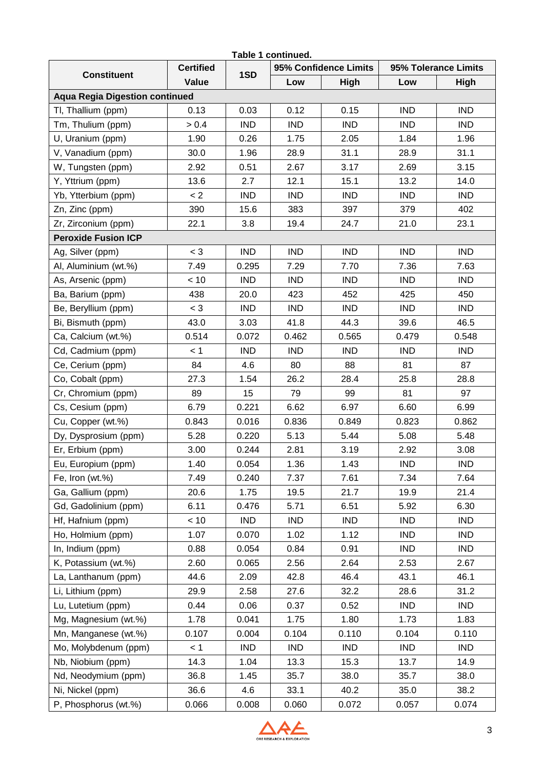**Table 1 continued.**

| Constituent | Certified Value | 1SD | 95% Confidence Limits | | 95% Tolerance Limits | |
|---|---|---|---|---|---|---|
| | | | Low | High | Low | High |
| **Aqua Regia Digestion continued** | | | | | | |
| Tl, Thallium (ppm) | 0.13 | 0.03 | 0.12 | 0.15 | IND | IND |
| Tm, Thulium (ppm) | > 0.4 | IND | IND | IND | IND | IND |
| U, Uranium (ppm) | 1.90 | 0.26 | 1.75 | 2.05 | 1.84 | 1.96 |
| V, Vanadium (ppm) | 30.0 | 1.96 | 28.9 | 31.1 | 28.9 | 31.1 |
| W, Tungsten (ppm) | 2.92 | 0.51 | 2.67 | 3.17 | 2.69 | 3.15 |
| Y, Yttrium (ppm) | 13.6 | 2.7 | 12.1 | 15.1 | 13.2 | 14.0 |
| Yb, Ytterbium (ppm) | < 2 | IND | IND | IND | IND | IND |
| Zn, Zinc (ppm) | 390 | 15.6 | 383 | 397 | 379 | 402 |
| Zr, Zirconium (ppm) | 22.1 | 3.8 | 19.4 | 24.7 | 21.0 | 23.1 |
| **Peroxide Fusion ICP** | | | | | | |
| Ag, Silver (ppm) | < 3 | IND | IND | IND | IND | IND |
| Al, Aluminium (wt.%) | 7.49 | 0.295 | 7.29 | 7.70 | 7.36 | 7.63 |
| As, Arsenic (ppm) | < 10 | IND | IND | IND | IND | IND |
| Ba, Barium (ppm) | 438 | 20.0 | 423 | 452 | 425 | 450 |
| Be, Beryllium (ppm) | < 3 | IND | IND | IND | IND | IND |
| Bi, Bismuth (ppm) | 43.0 | 3.03 | 41.8 | 44.3 | 39.6 | 46.5 |
| Ca, Calcium (wt.%) | 0.514 | 0.072 | 0.462 | 0.565 | 0.479 | 0.548 |
| Cd, Cadmium (ppm) | < 1 | IND | IND | IND | IND | IND |
| Ce, Cerium (ppm) | 84 | 4.6 | 80 | 88 | 81 | 87 |
| Co, Cobalt (ppm) | 27.3 | 1.54 | 26.2 | 28.4 | 25.8 | 28.8 |
| Cr, Chromium (ppm) | 89 | 15 | 79 | 99 | 81 | 97 |
| Cs, Cesium (ppm) | 6.79 | 0.221 | 6.62 | 6.97 | 6.60 | 6.99 |
| Cu, Copper (wt.%) | 0.843 | 0.016 | 0.836 | 0.849 | 0.823 | 0.862 |
| Dy, Dysprosium (ppm) | 5.28 | 0.220 | 5.13 | 5.44 | 5.08 | 5.48 |
| Er, Erbium (ppm) | 3.00 | 0.244 | 2.81 | 3.19 | 2.92 | 3.08 |
| Eu, Europium (ppm) | 1.40 | 0.054 | 1.36 | 1.43 | IND | IND |
| Fe, Iron (wt.%) | 7.49 | 0.240 | 7.37 | 7.61 | 7.34 | 7.64 |
| Ga, Gallium (ppm) | 20.6 | 1.75 | 19.5 | 21.7 | 19.9 | 21.4 |
| Gd, Gadolinium (ppm) | 6.11 | 0.476 | 5.71 | 6.51 | 5.92 | 6.30 |
| Hf, Hafnium (ppm) | < 10 | IND | IND | IND | IND | IND |
| Ho, Holmium (ppm) | 1.07 | 0.070 | 1.02 | 1.12 | IND | IND |
| In, Indium (ppm) | 0.88 | 0.054 | 0.84 | 0.91 | IND | IND |
| K, Potassium (wt.%) | 2.60 | 0.065 | 2.56 | 2.64 | 2.53 | 2.67 |
| La, Lanthanum (ppm) | 44.6 | 2.09 | 42.8 | 46.4 | 43.1 | 46.1 |
| Li, Lithium (ppm) | 29.9 | 2.58 | 27.6 | 32.2 | 28.6 | 31.2 |
| Lu, Lutetium (ppm) | 0.44 | 0.06 | 0.37 | 0.52 | IND | IND |
| Mg, Magnesium (wt.%) | 1.78 | 0.041 | 1.75 | 1.80 | 1.73 | 1.83 |
| Mn, Manganese (wt.%) | 0.107 | 0.004 | 0.104 | 0.110 | 0.104 | 0.110 |
| Mo, Molybdenum (ppm) | < 1 | IND | IND | IND | IND | IND |
| Nb, Niobium (ppm) | 14.3 | 1.04 | 13.3 | 15.3 | 13.7 | 14.9 |
| Nd, Neodymium (ppm) | 36.8 | 1.45 | 35.7 | 38.0 | 35.7 | 38.0 |
| Ni, Nickel (ppm) | 36.6 | 4.6 | 33.1 | 40.2 | 35.0 | 38.2 |
| P, Phosphorus (wt.%) | 0.066 | 0.008 | 0.060 | 0.072 | 0.057 | 0.074 |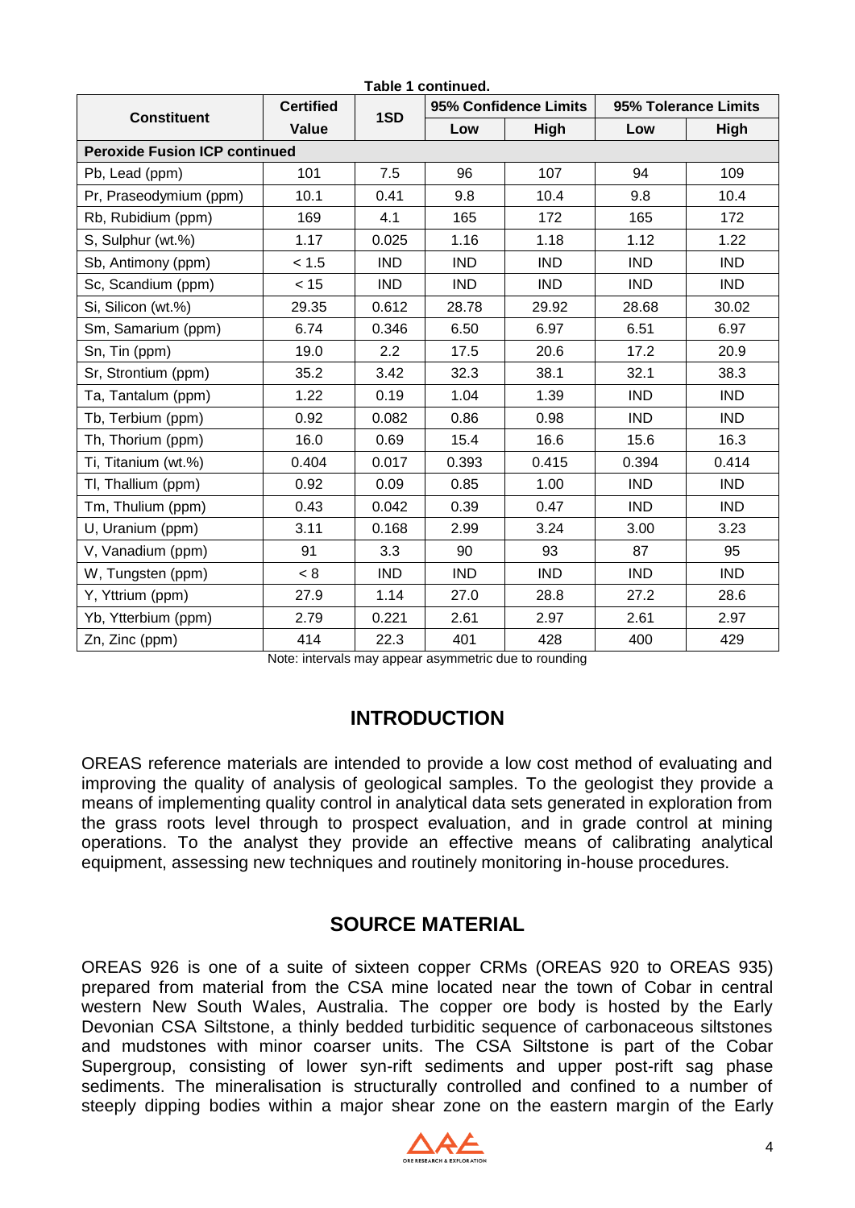**Table 1 continued.**

| Constituent | Certified Value | 1SD | 95% Confidence Limits | | 95% Tolerance Limits | |
|---|---|---|---|---|---|---|
| | | | Low | High | Low | High |
| **Peroxide Fusion ICP continued** | | | | | | |
| Pb, Lead (ppm) | 101 | 7.5 | 96 | 107 | 94 | 109 |
| Pr, Praseodymium (ppm) | 10.1 | 0.41 | 9.8 | 10.4 | 9.8 | 10.4 |
| Rb, Rubidium (ppm) | 169 | 4.1 | 165 | 172 | 165 | 172 |
| S, Sulphur (wt.%) | 1.17 | 0.025 | 1.16 | 1.18 | 1.12 | 1.22 |
| Sb, Antimony (ppm) | < 1.5 | IND | IND | IND | IND | IND |
| Sc, Scandium (ppm) | < 15 | IND | IND | IND | IND | IND |
| Si, Silicon (wt.%) | 29.35 | 0.612 | 28.78 | 29.92 | 28.68 | 30.02 |
| Sm, Samarium (ppm) | 6.74 | 0.346 | 6.50 | 6.97 | 6.51 | 6.97 |
| Sn, Tin (ppm) | 19.0 | 2.2 | 17.5 | 20.6 | 17.2 | 20.9 |
| Sr, Strontium (ppm) | 35.2 | 3.42 | 32.3 | 38.1 | 32.1 | 38.3 |
| Ta, Tantalum (ppm) | 1.22 | 0.19 | 1.04 | 1.39 | IND | IND |
| Tb, Terbium (ppm) | 0.92 | 0.082 | 0.86 | 0.98 | IND | IND |
| Th, Thorium (ppm) | 16.0 | 0.69 | 15.4 | 16.6 | 15.6 | 16.3 |
| Ti, Titanium (wt.%) | 0.404 | 0.017 | 0.393 | 0.415 | 0.394 | 0.414 |
| Tl, Thallium (ppm) | 0.92 | 0.09 | 0.85 | 1.00 | IND | IND |
| Tm, Thulium (ppm) | 0.43 | 0.042 | 0.39 | 0.47 | IND | IND |
| U, Uranium (ppm) | 3.11 | 0.168 | 2.99 | 3.24 | 3.00 | 3.23 |
| V, Vanadium (ppm) | 91 | 3.3 | 90 | 93 | 87 | 95 |
| W, Tungsten (ppm) | < 8 | IND | IND | IND | IND | IND |
| Y, Yttrium (ppm) | 27.9 | 1.14 | 27.0 | 28.8 | 27.2 | 28.6 |
| Yb, Ytterbium (ppm) | 2.79 | 0.221 | 2.61 | 2.97 | 2.61 | 2.97 |
| Zn, Zinc (ppm) | 414 | 22.3 | 401 | 428 | 400 | 429 |

Note: intervals may appear asymmetric due to rounding

## INTRODUCTION

OREAS reference materials are intended to provide a low cost method of evaluating and improving the quality of analysis of geological samples. To the geologist they provide a means of implementing quality control in analytical data sets generated in exploration from the grass roots level through to prospect evaluation, and in grade control at mining operations. To the analyst they provide an effective means of calibrating analytical equipment, assessing new techniques and routinely monitoring in-house procedures.

## SOURCE MATERIAL

OREAS 926 is one of a suite of sixteen copper CRMs (OREAS 920 to OREAS 935) prepared from material from the CSA mine located near the town of Cobar in central western New South Wales, Australia. The copper ore body is hosted by the Early Devonian CSA Siltstone, a thinly bedded turbiditic sequence of carbonaceous siltstones and mudstones with minor coarser units. The CSA Siltstone is part of the Cobar Supergroup, consisting of lower syn-rift sediments and upper post-rift sag phase sediments. The mineralisation is structurally controlled and confined to a number of steeply dipping bodies within a major shear zone on the eastern margin of the Early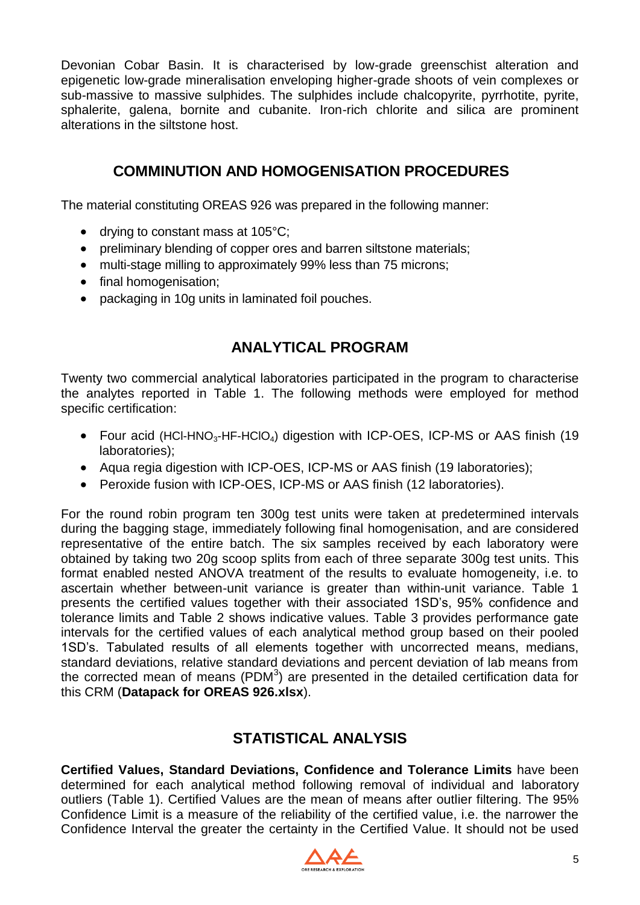Devonian Cobar Basin. It is characterised by low-grade greenschist alteration and epigenetic low-grade mineralisation enveloping higher-grade shoots of vein complexes or sub-massive to massive sulphides. The sulphides include chalcopyrite, pyrrhotite, pyrite, sphalerite, galena, bornite and cubanite. Iron-rich chlorite and silica are prominent alterations in the siltstone host.

## COMMINUTION AND HOMOGENISATION PROCEDURES

The material constituting OREAS 926 was prepared in the following manner:

- drying to constant mass at 105°C;
- preliminary blending of copper ores and barren siltstone materials;
- multi-stage milling to approximately 99% less than 75 microns;
- final homogenisation;
- packaging in 10g units in laminated foil pouches.

## ANALYTICAL PROGRAM

Twenty two commercial analytical laboratories participated in the program to characterise the analytes reported in Table 1. The following methods were employed for method specific certification:

- Four acid ($HCl$-$HNO_3$-$HF$-$HClO_4$) digestion with ICP-OES, ICP-MS or AAS finish (19 laboratories);
- Aqua regia digestion with ICP-OES, ICP-MS or AAS finish (19 laboratories);
- Peroxide fusion with ICP-OES, ICP-MS or AAS finish (12 laboratories).

For the round robin program ten 300g test units were taken at predetermined intervals during the bagging stage, immediately following final homogenisation, and are considered representative of the entire batch. The six samples received by each laboratory were obtained by taking two 20g scoop splits from each of three separate 300g test units. This format enabled nested ANOVA treatment of the results to evaluate homogeneity, i.e. to ascertain whether between-unit variance is greater than within-unit variance. Table 1 presents the certified values together with their associated 1SD's, 95% confidence and tolerance limits and Table 2 shows indicative values. Table 3 provides performance gate intervals for the certified values of each analytical method group based on their pooled 1SD's. Tabulated results of all elements together with uncorrected means, medians, standard deviations, relative standard deviations and percent deviation of lab means from the corrected mean of means (PDM[3]) are presented in the detailed certification data for this CRM (**Datapack for OREAS 926.xlsx**).

## STATISTICAL ANALYSIS

**Certified Values, Standard Deviations, Confidence and Tolerance Limits** have been determined for each analytical method following removal of individual and laboratory outliers (Table 1). Certified Values are the mean of means after outlier filtering. The 95% Confidence Limit is a measure of the reliability of the certified value, i.e. the narrower the Confidence Interval the greater the certainty in the Certified Value. It should not be used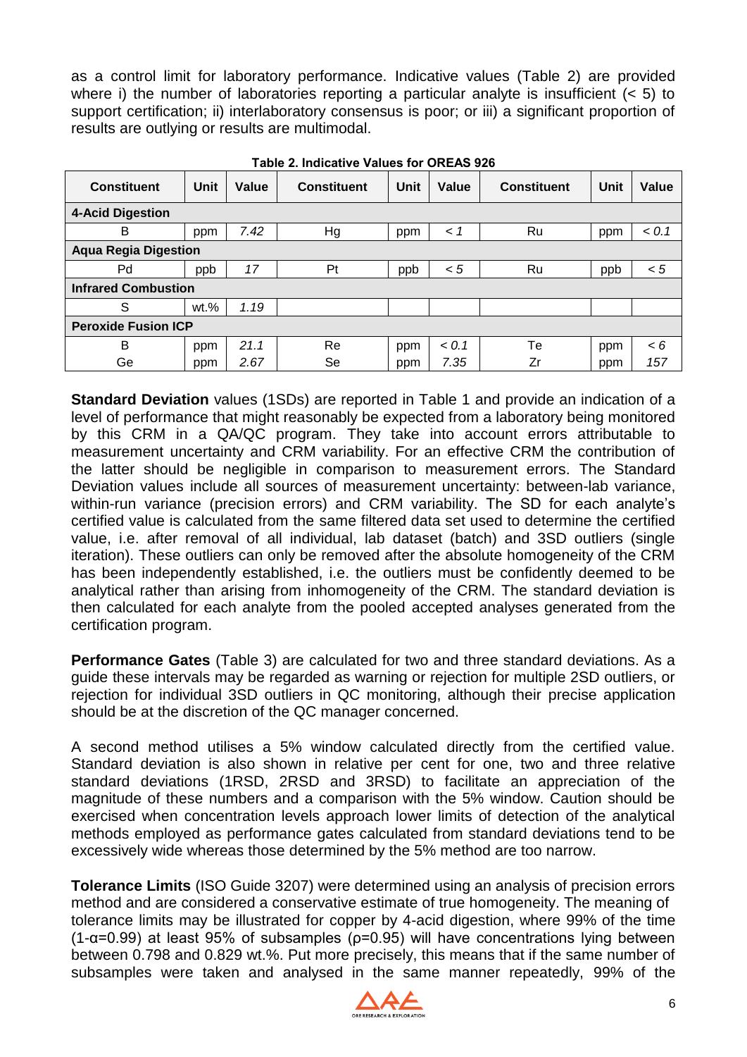as a control limit for laboratory performance. Indicative values (Table 2) are provided where i) the number of laboratories reporting a particular analyte is insufficient (< 5) to support certification; ii) interlaboratory consensus is poor; or iii) a significant proportion of results are outlying or results are multimodal.

**Table 2. Indicative Values for OREAS 926**

| Constituent | Unit | Value | Constituent | Unit | Value | Constituent | Unit | Value |
|---|---|---|---|---|---|---|---|---|
| **4-Acid Digestion** | | | | | | | | |
| B | ppm | *7.42* | Hg | ppm | *< 1* | Ru | ppm | *< 0.1* |
| **Aqua Regia Digestion** | | | | | | | | |
| Pd | ppb | *17* | Pt | ppb | *< 5* | Ru | ppb | *< 5* |
| **Infrared Combustion** | | | | | | | | |
| S | wt.% | *1.19* | | | | | | |
| **Peroxide Fusion ICP** | | | | | | | | |
| B | ppm | *21.1* | Re | ppm | *< 0.1* | Te | ppm | *< 6* |
| Ge | ppm | *2.67* | Se | ppm | *7.35* | Zr | ppm | *157* |

**Standard Deviation** values (1SDs) are reported in Table 1 and provide an indication of a level of performance that might reasonably be expected from a laboratory being monitored by this CRM in a QA/QC program. They take into account errors attributable to measurement uncertainty and CRM variability. For an effective CRM the contribution of the latter should be negligible in comparison to measurement errors. The Standard Deviation values include all sources of measurement uncertainty: between-lab variance, within-run variance (precision errors) and CRM variability. The SD for each analyte's certified value is calculated from the same filtered data set used to determine the certified value, i.e. after removal of all individual, lab dataset (batch) and 3SD outliers (single iteration). These outliers can only be removed after the absolute homogeneity of the CRM has been independently established, i.e. the outliers must be confidently deemed to be analytical rather than arising from inhomogeneity of the CRM. The standard deviation is then calculated for each analyte from the pooled accepted analyses generated from the certification program.

**Performance Gates** (Table 3) are calculated for two and three standard deviations. As a guide these intervals may be regarded as warning or rejection for multiple 2SD outliers, or rejection for individual 3SD outliers in QC monitoring, although their precise application should be at the discretion of the QC manager concerned.

A second method utilises a 5% window calculated directly from the certified value. Standard deviation is also shown in relative per cent for one, two and three relative standard deviations (1RSD, 2RSD and 3RSD) to facilitate an appreciation of the magnitude of these numbers and a comparison with the 5% window. Caution should be exercised when concentration levels approach lower limits of detection of the analytical methods employed as performance gates calculated from standard deviations tend to be excessively wide whereas those determined by the 5% method are too narrow.

**Tolerance Limits** (ISO Guide 3207) were determined using an analysis of precision errors method and are considered a conservative estimate of true homogeneity. The meaning of tolerance limits may be illustrated for copper by 4-acid digestion, where 99% of the time ($1-\alpha=0.99$) at least 95% of subsamples ($\rho=0.95$) will have concentrations lying between between 0.798 and 0.829 wt.%. Put more precisely, this means that if the same number of subsamples were taken and analysed in the same manner repeatedly, 99% of the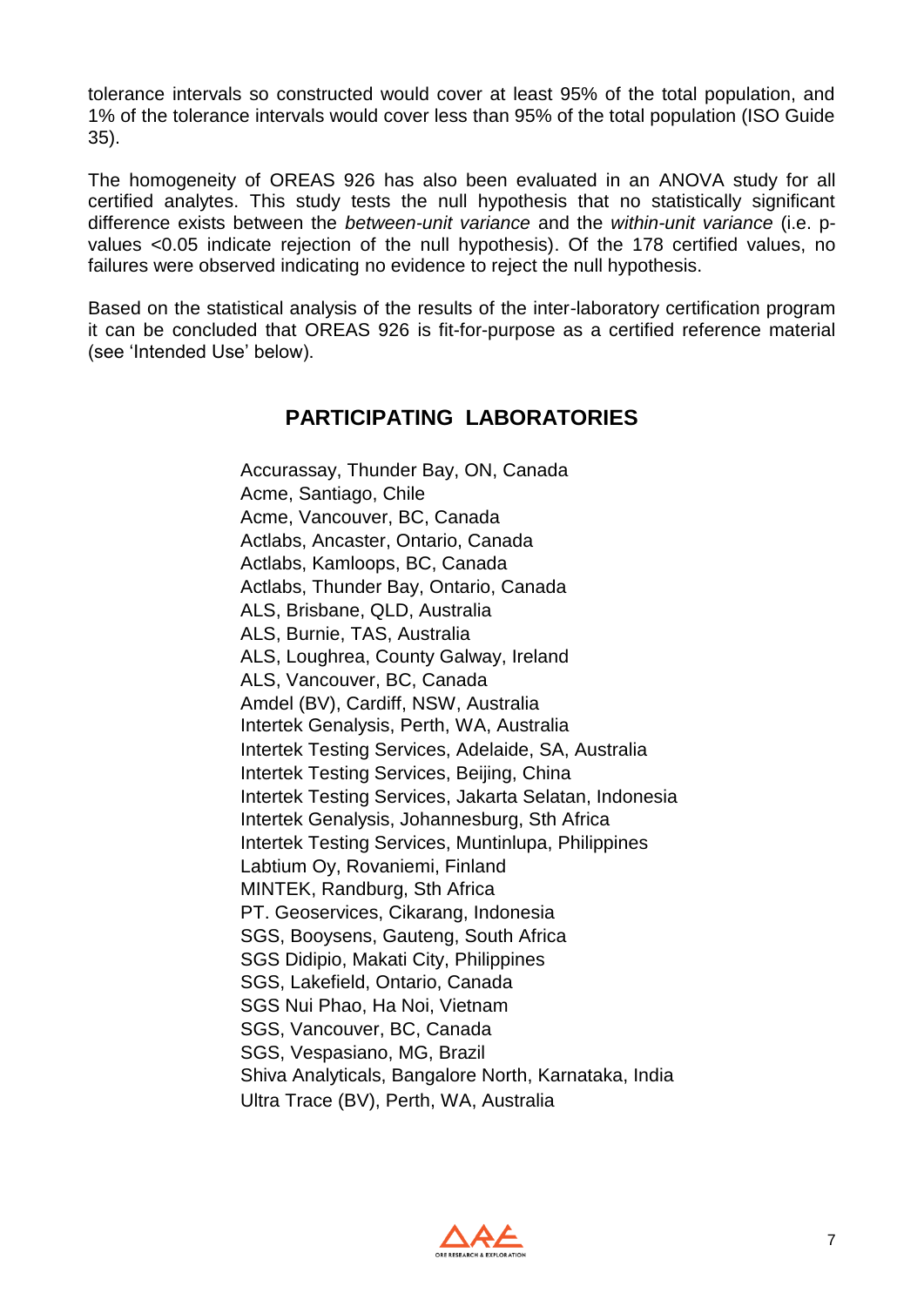tolerance intervals so constructed would cover at least 95% of the total population, and 1% of the tolerance intervals would cover less than 95% of the total population (ISO Guide 35).

The homogeneity of OREAS 926 has also been evaluated in an ANOVA study for all certified analytes. This study tests the null hypothesis that no statistically significant difference exists between the *between-unit variance* and the *within-unit variance* (i.e. p-values <0.05 indicate rejection of the null hypothesis). Of the 178 certified values, no failures were observed indicating no evidence to reject the null hypothesis.

Based on the statistical analysis of the results of the inter-laboratory certification program it can be concluded that OREAS 926 is fit-for-purpose as a certified reference material (see 'Intended Use' below).

## PARTICIPATING LABORATORIES

Accurassay, Thunder Bay, ON, Canada
Acme, Santiago, Chile
Acme, Vancouver, BC, Canada
Actlabs, Ancaster, Ontario, Canada
Actlabs, Kamloops, BC, Canada
Actlabs, Thunder Bay, Ontario, Canada
ALS, Brisbane, QLD, Australia
ALS, Burnie, TAS, Australia
ALS, Loughrea, County Galway, Ireland
ALS, Vancouver, BC, Canada
Amdel (BV), Cardiff, NSW, Australia
Intertek Genalysis, Perth, WA, Australia
Intertek Testing Services, Adelaide, SA, Australia
Intertek Testing Services, Beijing, China
Intertek Testing Services, Jakarta Selatan, Indonesia
Intertek Genalysis, Johannesburg, Sth Africa
Intertek Testing Services, Muntinlupa, Philippines
Labtium Oy, Rovaniemi, Finland
MINTEK, Randburg, Sth Africa
PT. Geoservices, Cikarang, Indonesia
SGS, Booysens, Gauteng, South Africa
SGS Didipio, Makati City, Philippines
SGS, Lakefield, Ontario, Canada
SGS Nui Phao, Ha Noi, Vietnam
SGS, Vancouver, BC, Canada
SGS, Vespasiano, MG, Brazil
Shiva Analyticals, Bangalore North, Karnataka, India
Ultra Trace (BV), Perth, WA, Australia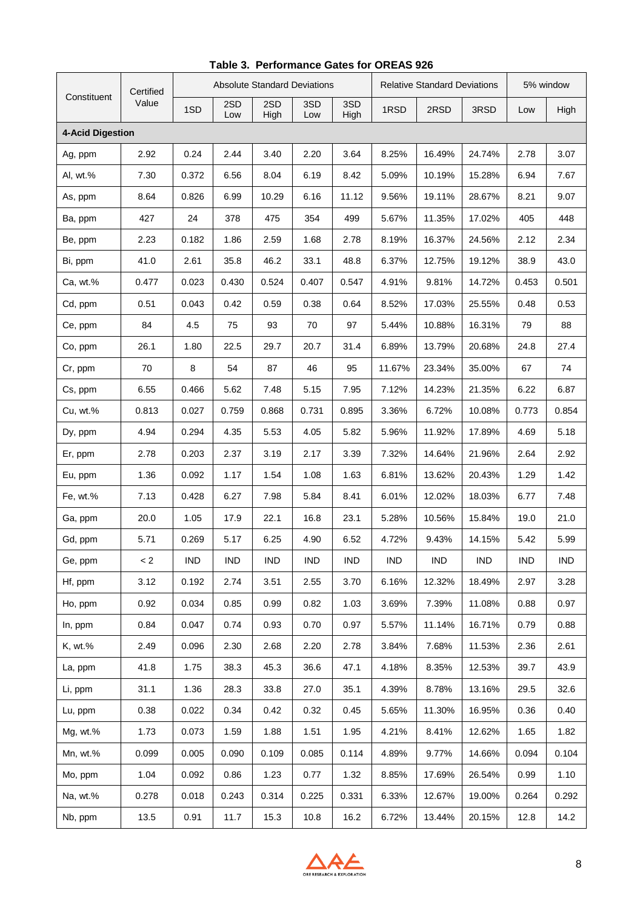**Table 3. Performance Gates for OREAS 926**

| Constituent | Certified Value | Absolute Standard Deviations | | | | | Relative Standard Deviations | | | 5% window | |
|---|---|---|---|---|---|---|---|---|---|---|---|
| | | 1SD | 2SD Low | 2SD High | 3SD Low | 3SD High | 1RSD | 2RSD | 3RSD | Low | High |
| **4-Acid Digestion** | | | | | | | | | | | |
| Ag, ppm | 2.92 | 0.24 | 2.44 | 3.40 | 2.20 | 3.64 | 8.25% | 16.49% | 24.74% | 2.78 | 3.07 |
| Al, wt.% | 7.30 | 0.372 | 6.56 | 8.04 | 6.19 | 8.42 | 5.09% | 10.19% | 15.28% | 6.94 | 7.67 |
| As, ppm | 8.64 | 0.826 | 6.99 | 10.29 | 6.16 | 11.12 | 9.56% | 19.11% | 28.67% | 8.21 | 9.07 |
| Ba, ppm | 427 | 24 | 378 | 475 | 354 | 499 | 5.67% | 11.35% | 17.02% | 405 | 448 |
| Be, ppm | 2.23 | 0.182 | 1.86 | 2.59 | 1.68 | 2.78 | 8.19% | 16.37% | 24.56% | 2.12 | 2.34 |
| Bi, ppm | 41.0 | 2.61 | 35.8 | 46.2 | 33.1 | 48.8 | 6.37% | 12.75% | 19.12% | 38.9 | 43.0 |
| Ca, wt.% | 0.477 | 0.023 | 0.430 | 0.524 | 0.407 | 0.547 | 4.91% | 9.81% | 14.72% | 0.453 | 0.501 |
| Cd, ppm | 0.51 | 0.043 | 0.42 | 0.59 | 0.38 | 0.64 | 8.52% | 17.03% | 25.55% | 0.48 | 0.53 |
| Ce, ppm | 84 | 4.5 | 75 | 93 | 70 | 97 | 5.44% | 10.88% | 16.31% | 79 | 88 |
| Co, ppm | 26.1 | 1.80 | 22.5 | 29.7 | 20.7 | 31.4 | 6.89% | 13.79% | 20.68% | 24.8 | 27.4 |
| Cr, ppm | 70 | 8 | 54 | 87 | 46 | 95 | 11.67% | 23.34% | 35.00% | 67 | 74 |
| Cs, ppm | 6.55 | 0.466 | 5.62 | 7.48 | 5.15 | 7.95 | 7.12% | 14.23% | 21.35% | 6.22 | 6.87 |
| Cu, wt.% | 0.813 | 0.027 | 0.759 | 0.868 | 0.731 | 0.895 | 3.36% | 6.72% | 10.08% | 0.773 | 0.854 |
| Dy, ppm | 4.94 | 0.294 | 4.35 | 5.53 | 4.05 | 5.82 | 5.96% | 11.92% | 17.89% | 4.69 | 5.18 |
| Er, ppm | 2.78 | 0.203 | 2.37 | 3.19 | 2.17 | 3.39 | 7.32% | 14.64% | 21.96% | 2.64 | 2.92 |
| Eu, ppm | 1.36 | 0.092 | 1.17 | 1.54 | 1.08 | 1.63 | 6.81% | 13.62% | 20.43% | 1.29 | 1.42 |
| Fe, wt.% | 7.13 | 0.428 | 6.27 | 7.98 | 5.84 | 8.41 | 6.01% | 12.02% | 18.03% | 6.77 | 7.48 |
| Ga, ppm | 20.0 | 1.05 | 17.9 | 22.1 | 16.8 | 23.1 | 5.28% | 10.56% | 15.84% | 19.0 | 21.0 |
| Gd, ppm | 5.71 | 0.269 | 5.17 | 6.25 | 4.90 | 6.52 | 4.72% | 9.43% | 14.15% | 5.42 | 5.99 |
| Ge, ppm | < 2 | IND | IND | IND | IND | IND | IND | IND | IND | IND | IND |
| Hf, ppm | 3.12 | 0.192 | 2.74 | 3.51 | 2.55 | 3.70 | 6.16% | 12.32% | 18.49% | 2.97 | 3.28 |
| Ho, ppm | 0.92 | 0.034 | 0.85 | 0.99 | 0.82 | 1.03 | 3.69% | 7.39% | 11.08% | 0.88 | 0.97 |
| In, ppm | 0.84 | 0.047 | 0.74 | 0.93 | 0.70 | 0.97 | 5.57% | 11.14% | 16.71% | 0.79 | 0.88 |
| K, wt.% | 2.49 | 0.096 | 2.30 | 2.68 | 2.20 | 2.78 | 3.84% | 7.68% | 11.53% | 2.36 | 2.61 |
| La, ppm | 41.8 | 1.75 | 38.3 | 45.3 | 36.6 | 47.1 | 4.18% | 8.35% | 12.53% | 39.7 | 43.9 |
| Li, ppm | 31.1 | 1.36 | 28.3 | 33.8 | 27.0 | 35.1 | 4.39% | 8.78% | 13.16% | 29.5 | 32.6 |
| Lu, ppm | 0.38 | 0.022 | 0.34 | 0.42 | 0.32 | 0.45 | 5.65% | 11.30% | 16.95% | 0.36 | 0.40 |
| Mg, wt.% | 1.73 | 0.073 | 1.59 | 1.88 | 1.51 | 1.95 | 4.21% | 8.41% | 12.62% | 1.65 | 1.82 |
| Mn, wt.% | 0.099 | 0.005 | 0.090 | 0.109 | 0.085 | 0.114 | 4.89% | 9.77% | 14.66% | 0.094 | 0.104 |
| Mo, ppm | 1.04 | 0.092 | 0.86 | 1.23 | 0.77 | 1.32 | 8.85% | 17.69% | 26.54% | 0.99 | 1.10 |
| Na, wt.% | 0.278 | 0.018 | 0.243 | 0.314 | 0.225 | 0.331 | 6.33% | 12.67% | 19.00% | 0.264 | 0.292 |
| Nb, ppm | 13.5 | 0.91 | 11.7 | 15.3 | 10.8 | 16.2 | 6.72% | 13.44% | 20.15% | 12.8 | 14.2 |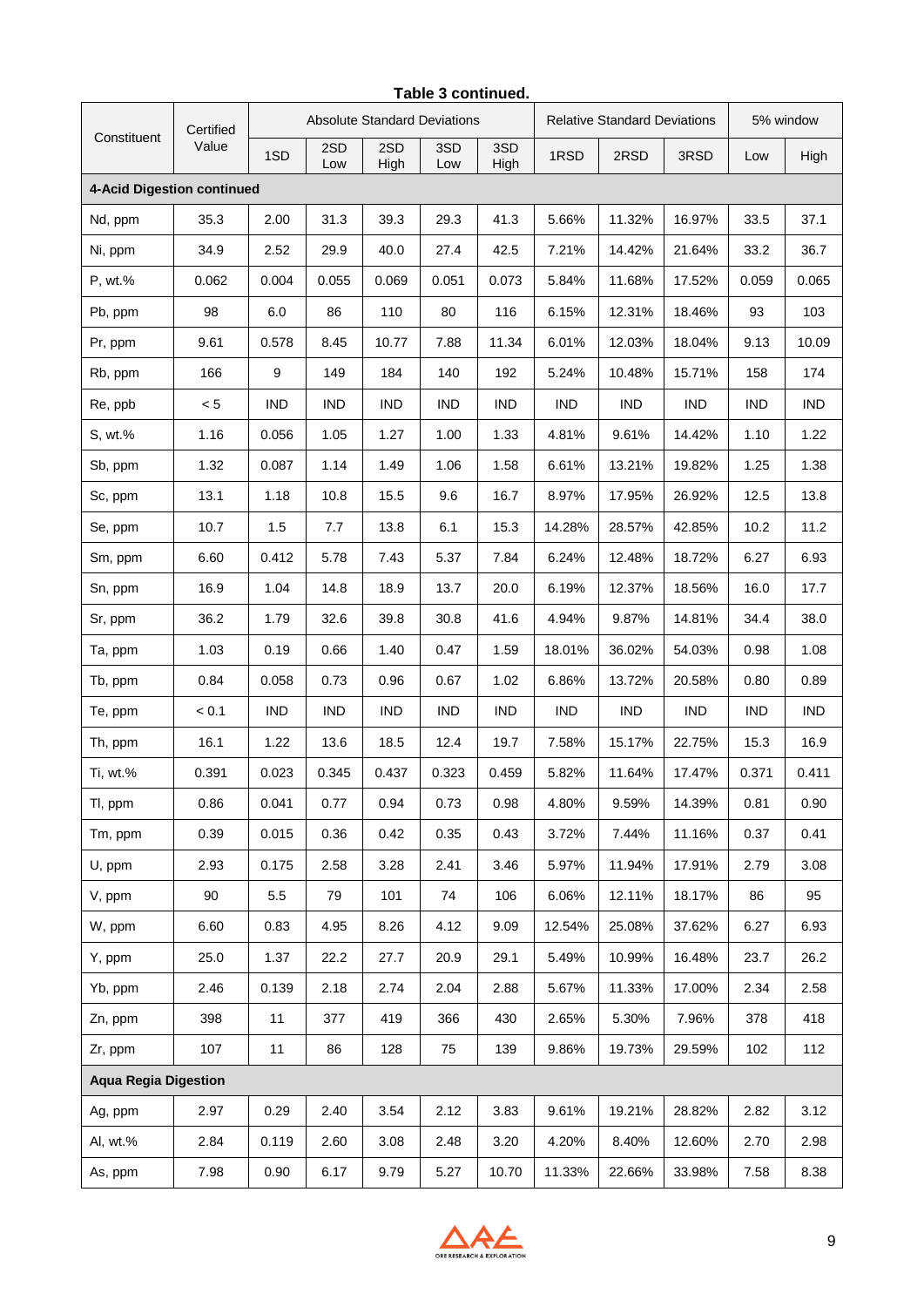**Table 3 continued.**

| Constituent | Certified Value | Absolute Standard Deviations | | | | | Relative Standard Deviations | | | 5% window | |
|---|---|---|---|---|---|---|---|---|---|---|---|
| | | 1SD | 2SD Low | 2SD High | 3SD Low | 3SD High | 1RSD | 2RSD | 3RSD | Low | High |
| **4-Acid Digestion continued** | | | | | | | | | | | |
| Nd, ppm | 35.3 | 2.00 | 31.3 | 39.3 | 29.3 | 41.3 | 5.66% | 11.32% | 16.97% | 33.5 | 37.1 |
| Ni, ppm | 34.9 | 2.52 | 29.9 | 40.0 | 27.4 | 42.5 | 7.21% | 14.42% | 21.64% | 33.2 | 36.7 |
| P, wt.% | 0.062 | 0.004 | 0.055 | 0.069 | 0.051 | 0.073 | 5.84% | 11.68% | 17.52% | 0.059 | 0.065 |
| Pb, ppm | 98 | 6.0 | 86 | 110 | 80 | 116 | 6.15% | 12.31% | 18.46% | 93 | 103 |
| Pr, ppm | 9.61 | 0.578 | 8.45 | 10.77 | 7.88 | 11.34 | 6.01% | 12.03% | 18.04% | 9.13 | 10.09 |
| Rb, ppm | 166 | 9 | 149 | 184 | 140 | 192 | 5.24% | 10.48% | 15.71% | 158 | 174 |
| Re, ppb | < 5 | IND | IND | IND | IND | IND | IND | IND | IND | IND | IND |
| S, wt.% | 1.16 | 0.056 | 1.05 | 1.27 | 1.00 | 1.33 | 4.81% | 9.61% | 14.42% | 1.10 | 1.22 |
| Sb, ppm | 1.32 | 0.087 | 1.14 | 1.49 | 1.06 | 1.58 | 6.61% | 13.21% | 19.82% | 1.25 | 1.38 |
| Sc, ppm | 13.1 | 1.18 | 10.8 | 15.5 | 9.6 | 16.7 | 8.97% | 17.95% | 26.92% | 12.5 | 13.8 |
| Se, ppm | 10.7 | 1.5 | 7.7 | 13.8 | 6.1 | 15.3 | 14.28% | 28.57% | 42.85% | 10.2 | 11.2 |
| Sm, ppm | 6.60 | 0.412 | 5.78 | 7.43 | 5.37 | 7.84 | 6.24% | 12.48% | 18.72% | 6.27 | 6.93 |
| Sn, ppm | 16.9 | 1.04 | 14.8 | 18.9 | 13.7 | 20.0 | 6.19% | 12.37% | 18.56% | 16.0 | 17.7 |
| Sr, ppm | 36.2 | 1.79 | 32.6 | 39.8 | 30.8 | 41.6 | 4.94% | 9.87% | 14.81% | 34.4 | 38.0 |
| Ta, ppm | 1.03 | 0.19 | 0.66 | 1.40 | 0.47 | 1.59 | 18.01% | 36.02% | 54.03% | 0.98 | 1.08 |
| Tb, ppm | 0.84 | 0.058 | 0.73 | 0.96 | 0.67 | 1.02 | 6.86% | 13.72% | 20.58% | 0.80 | 0.89 |
| Te, ppm | < 0.1 | IND | IND | IND | IND | IND | IND | IND | IND | IND | IND |
| Th, ppm | 16.1 | 1.22 | 13.6 | 18.5 | 12.4 | 19.7 | 7.58% | 15.17% | 22.75% | 15.3 | 16.9 |
| Ti, wt.% | 0.391 | 0.023 | 0.345 | 0.437 | 0.323 | 0.459 | 5.82% | 11.64% | 17.47% | 0.371 | 0.411 |
| Tl, ppm | 0.86 | 0.041 | 0.77 | 0.94 | 0.73 | 0.98 | 4.80% | 9.59% | 14.39% | 0.81 | 0.90 |
| Tm, ppm | 0.39 | 0.015 | 0.36 | 0.42 | 0.35 | 0.43 | 3.72% | 7.44% | 11.16% | 0.37 | 0.41 |
| U, ppm | 2.93 | 0.175 | 2.58 | 3.28 | 2.41 | 3.46 | 5.97% | 11.94% | 17.91% | 2.79 | 3.08 |
| V, ppm | 90 | 5.5 | 79 | 101 | 74 | 106 | 6.06% | 12.11% | 18.17% | 86 | 95 |
| W, ppm | 6.60 | 0.83 | 4.95 | 8.26 | 4.12 | 9.09 | 12.54% | 25.08% | 37.62% | 6.27 | 6.93 |
| Y, ppm | 25.0 | 1.37 | 22.2 | 27.7 | 20.9 | 29.1 | 5.49% | 10.99% | 16.48% | 23.7 | 26.2 |
| Yb, ppm | 2.46 | 0.139 | 2.18 | 2.74 | 2.04 | 2.88 | 5.67% | 11.33% | 17.00% | 2.34 | 2.58 |
| Zn, ppm | 398 | 11 | 377 | 419 | 366 | 430 | 2.65% | 5.30% | 7.96% | 378 | 418 |
| Zr, ppm | 107 | 11 | 86 | 128 | 75 | 139 | 9.86% | 19.73% | 29.59% | 102 | 112 |
| **Aqua Regia Digestion** | | | | | | | | | | | |
| Ag, ppm | 2.97 | 0.29 | 2.40 | 3.54 | 2.12 | 3.83 | 9.61% | 19.21% | 28.82% | 2.82 | 3.12 |
| Al, wt.% | 2.84 | 0.119 | 2.60 | 3.08 | 2.48 | 3.20 | 4.20% | 8.40% | 12.60% | 2.70 | 2.98 |
| As, ppm | 7.98 | 0.90 | 6.17 | 9.79 | 5.27 | 10.70 | 11.33% | 22.66% | 33.98% | 7.58 | 8.38 |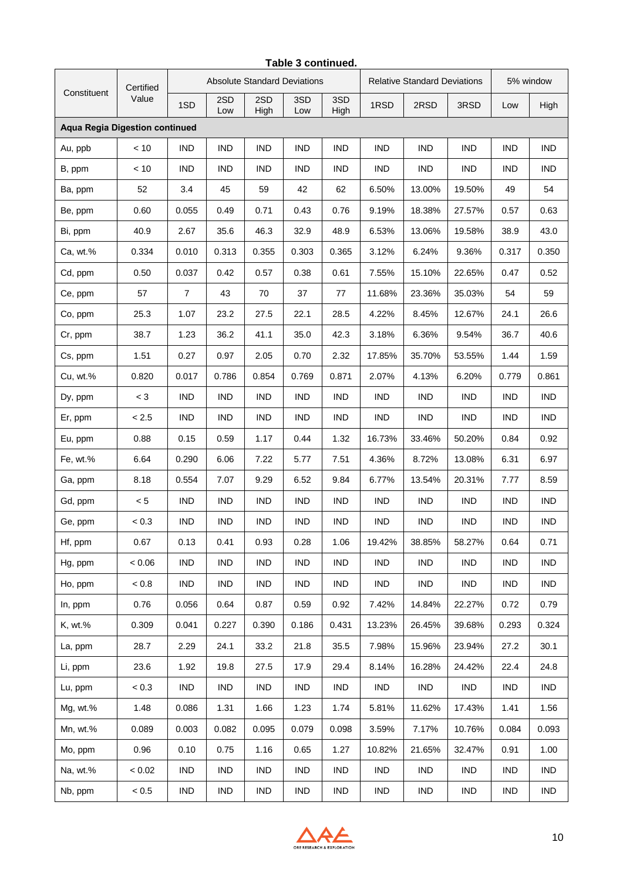**Table 3 continued.**

| Constituent | Certified Value | Absolute Standard Deviations | | | | | Relative Standard Deviations | | | 5% window | |
|---|---|---|---|---|---|---|---|---|---|---|---|
| | | 1SD | 2SD Low | 2SD High | 3SD Low | 3SD High | 1RSD | 2RSD | 3RSD | Low | High |
| **Aqua Regia Digestion continued** | | | | | | | | | | | |
| Au, ppb | < 10 | IND | IND | IND | IND | IND | IND | IND | IND | IND | IND |
| B, ppm | < 10 | IND | IND | IND | IND | IND | IND | IND | IND | IND | IND |
| Ba, ppm | 52 | 3.4 | 45 | 59 | 42 | 62 | 6.50% | 13.00% | 19.50% | 49 | 54 |
| Be, ppm | 0.60 | 0.055 | 0.49 | 0.71 | 0.43 | 0.76 | 9.19% | 18.38% | 27.57% | 0.57 | 0.63 |
| Bi, ppm | 40.9 | 2.67 | 35.6 | 46.3 | 32.9 | 48.9 | 6.53% | 13.06% | 19.58% | 38.9 | 43.0 |
| Ca, wt.% | 0.334 | 0.010 | 0.313 | 0.355 | 0.303 | 0.365 | 3.12% | 6.24% | 9.36% | 0.317 | 0.350 |
| Cd, ppm | 0.50 | 0.037 | 0.42 | 0.57 | 0.38 | 0.61 | 7.55% | 15.10% | 22.65% | 0.47 | 0.52 |
| Ce, ppm | 57 | 7 | 43 | 70 | 37 | 77 | 11.68% | 23.36% | 35.03% | 54 | 59 |
| Co, ppm | 25.3 | 1.07 | 23.2 | 27.5 | 22.1 | 28.5 | 4.22% | 8.45% | 12.67% | 24.1 | 26.6 |
| Cr, ppm | 38.7 | 1.23 | 36.2 | 41.1 | 35.0 | 42.3 | 3.18% | 6.36% | 9.54% | 36.7 | 40.6 |
| Cs, ppm | 1.51 | 0.27 | 0.97 | 2.05 | 0.70 | 2.32 | 17.85% | 35.70% | 53.55% | 1.44 | 1.59 |
| Cu, wt.% | 0.820 | 0.017 | 0.786 | 0.854 | 0.769 | 0.871 | 2.07% | 4.13% | 6.20% | 0.779 | 0.861 |
| Dy, ppm | < 3 | IND | IND | IND | IND | IND | IND | IND | IND | IND | IND |
| Er, ppm | < 2.5 | IND | IND | IND | IND | IND | IND | IND | IND | IND | IND |
| Eu, ppm | 0.88 | 0.15 | 0.59 | 1.17 | 0.44 | 1.32 | 16.73% | 33.46% | 50.20% | 0.84 | 0.92 |
| Fe, wt.% | 6.64 | 0.290 | 6.06 | 7.22 | 5.77 | 7.51 | 4.36% | 8.72% | 13.08% | 6.31 | 6.97 |
| Ga, ppm | 8.18 | 0.554 | 7.07 | 9.29 | 6.52 | 9.84 | 6.77% | 13.54% | 20.31% | 7.77 | 8.59 |
| Gd, ppm | < 5 | IND | IND | IND | IND | IND | IND | IND | IND | IND | IND |
| Ge, ppm | < 0.3 | IND | IND | IND | IND | IND | IND | IND | IND | IND | IND |
| Hf, ppm | 0.67 | 0.13 | 0.41 | 0.93 | 0.28 | 1.06 | 19.42% | 38.85% | 58.27% | 0.64 | 0.71 |
| Hg, ppm | < 0.06 | IND | IND | IND | IND | IND | IND | IND | IND | IND | IND |
| Ho, ppm | < 0.8 | IND | IND | IND | IND | IND | IND | IND | IND | IND | IND |
| In, ppm | 0.76 | 0.056 | 0.64 | 0.87 | 0.59 | 0.92 | 7.42% | 14.84% | 22.27% | 0.72 | 0.79 |
| K, wt.% | 0.309 | 0.041 | 0.227 | 0.390 | 0.186 | 0.431 | 13.23% | 26.45% | 39.68% | 0.293 | 0.324 |
| La, ppm | 28.7 | 2.29 | 24.1 | 33.2 | 21.8 | 35.5 | 7.98% | 15.96% | 23.94% | 27.2 | 30.1 |
| Li, ppm | 23.6 | 1.92 | 19.8 | 27.5 | 17.9 | 29.4 | 8.14% | 16.28% | 24.42% | 22.4 | 24.8 |
| Lu, ppm | < 0.3 | IND | IND | IND | IND | IND | IND | IND | IND | IND | IND |
| Mg, wt.% | 1.48 | 0.086 | 1.31 | 1.66 | 1.23 | 1.74 | 5.81% | 11.62% | 17.43% | 1.41 | 1.56 |
| Mn, wt.% | 0.089 | 0.003 | 0.082 | 0.095 | 0.079 | 0.098 | 3.59% | 7.17% | 10.76% | 0.084 | 0.093 |
| Mo, ppm | 0.96 | 0.10 | 0.75 | 1.16 | 0.65 | 1.27 | 10.82% | 21.65% | 32.47% | 0.91 | 1.00 |
| Na, wt.% | < 0.02 | IND | IND | IND | IND | IND | IND | IND | IND | IND | IND |
| Nb, ppm | < 0.5 | IND | IND | IND | IND | IND | IND | IND | IND | IND | IND |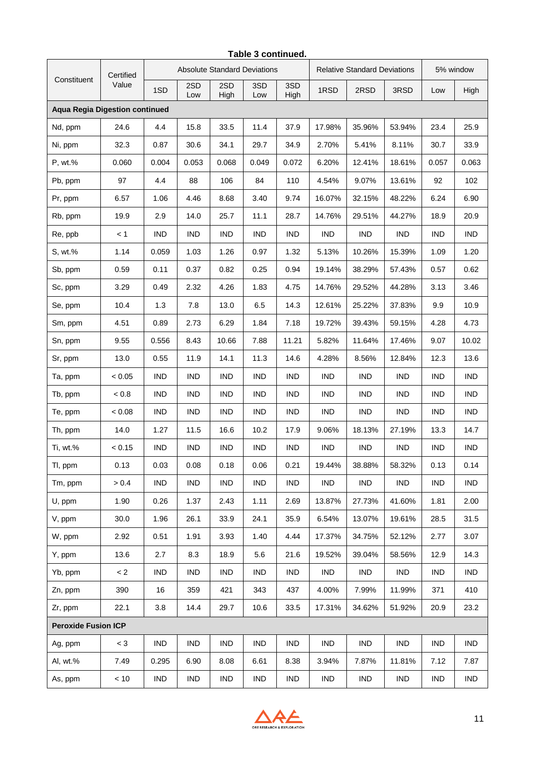**Table 3 continued.**

| Constituent | Certified Value | Absolute Standard Deviations | | | | | Relative Standard Deviations | | | 5% window | |
|---|---|---|---|---|---|---|---|---|---|---|---|
| | | 1SD | 2SD Low | 2SD High | 3SD Low | 3SD High | 1RSD | 2RSD | 3RSD | Low | High |
| **Aqua Regia Digestion continued** | | | | | | | | | | | |
| Nd, ppm | 24.6 | 4.4 | 15.8 | 33.5 | 11.4 | 37.9 | 17.98% | 35.96% | 53.94% | 23.4 | 25.9 |
| Ni, ppm | 32.3 | 0.87 | 30.6 | 34.1 | 29.7 | 34.9 | 2.70% | 5.41% | 8.11% | 30.7 | 33.9 |
| P, wt.% | 0.060 | 0.004 | 0.053 | 0.068 | 0.049 | 0.072 | 6.20% | 12.41% | 18.61% | 0.057 | 0.063 |
| Pb, ppm | 97 | 4.4 | 88 | 106 | 84 | 110 | 4.54% | 9.07% | 13.61% | 92 | 102 |
| Pr, ppm | 6.57 | 1.06 | 4.46 | 8.68 | 3.40 | 9.74 | 16.07% | 32.15% | 48.22% | 6.24 | 6.90 |
| Rb, ppm | 19.9 | 2.9 | 14.0 | 25.7 | 11.1 | 28.7 | 14.76% | 29.51% | 44.27% | 18.9 | 20.9 |
| Re, ppb | < 1 | IND | IND | IND | IND | IND | IND | IND | IND | IND | IND |
| S, wt.% | 1.14 | 0.059 | 1.03 | 1.26 | 0.97 | 1.32 | 5.13% | 10.26% | 15.39% | 1.09 | 1.20 |
| Sb, ppm | 0.59 | 0.11 | 0.37 | 0.82 | 0.25 | 0.94 | 19.14% | 38.29% | 57.43% | 0.57 | 0.62 |
| Sc, ppm | 3.29 | 0.49 | 2.32 | 4.26 | 1.83 | 4.75 | 14.76% | 29.52% | 44.28% | 3.13 | 3.46 |
| Se, ppm | 10.4 | 1.3 | 7.8 | 13.0 | 6.5 | 14.3 | 12.61% | 25.22% | 37.83% | 9.9 | 10.9 |
| Sm, ppm | 4.51 | 0.89 | 2.73 | 6.29 | 1.84 | 7.18 | 19.72% | 39.43% | 59.15% | 4.28 | 4.73 |
| Sn, ppm | 9.55 | 0.556 | 8.43 | 10.66 | 7.88 | 11.21 | 5.82% | 11.64% | 17.46% | 9.07 | 10.02 |
| Sr, ppm | 13.0 | 0.55 | 11.9 | 14.1 | 11.3 | 14.6 | 4.28% | 8.56% | 12.84% | 12.3 | 13.6 |
| Ta, ppm | < 0.05 | IND | IND | IND | IND | IND | IND | IND | IND | IND | IND |
| Tb, ppm | < 0.8 | IND | IND | IND | IND | IND | IND | IND | IND | IND | IND |
| Te, ppm | < 0.08 | IND | IND | IND | IND | IND | IND | IND | IND | IND | IND |
| Th, ppm | 14.0 | 1.27 | 11.5 | 16.6 | 10.2 | 17.9 | 9.06% | 18.13% | 27.19% | 13.3 | 14.7 |
| Ti, wt.% | < 0.15 | IND | IND | IND | IND | IND | IND | IND | IND | IND | IND |
| Tl, ppm | 0.13 | 0.03 | 0.08 | 0.18 | 0.06 | 0.21 | 19.44% | 38.88% | 58.32% | 0.13 | 0.14 |
| Tm, ppm | > 0.4 | IND | IND | IND | IND | IND | IND | IND | IND | IND | IND |
| U, ppm | 1.90 | 0.26 | 1.37 | 2.43 | 1.11 | 2.69 | 13.87% | 27.73% | 41.60% | 1.81 | 2.00 |
| V, ppm | 30.0 | 1.96 | 26.1 | 33.9 | 24.1 | 35.9 | 6.54% | 13.07% | 19.61% | 28.5 | 31.5 |
| W, ppm | 2.92 | 0.51 | 1.91 | 3.93 | 1.40 | 4.44 | 17.37% | 34.75% | 52.12% | 2.77 | 3.07 |
| Y, ppm | 13.6 | 2.7 | 8.3 | 18.9 | 5.6 | 21.6 | 19.52% | 39.04% | 58.56% | 12.9 | 14.3 |
| Yb, ppm | < 2 | IND | IND | IND | IND | IND | IND | IND | IND | IND | IND |
| Zn, ppm | 390 | 16 | 359 | 421 | 343 | 437 | 4.00% | 7.99% | 11.99% | 371 | 410 |
| Zr, ppm | 22.1 | 3.8 | 14.4 | 29.7 | 10.6 | 33.5 | 17.31% | 34.62% | 51.92% | 20.9 | 23.2 |
| **Peroxide Fusion ICP** | | | | | | | | | | | |
| Ag, ppm | < 3 | IND | IND | IND | IND | IND | IND | IND | IND | IND | IND |
| Al, wt.% | 7.49 | 0.295 | 6.90 | 8.08 | 6.61 | 8.38 | 3.94% | 7.87% | 11.81% | 7.12 | 7.87 |
| As, ppm | < 10 | IND | IND | IND | IND | IND | IND | IND | IND | IND | IND |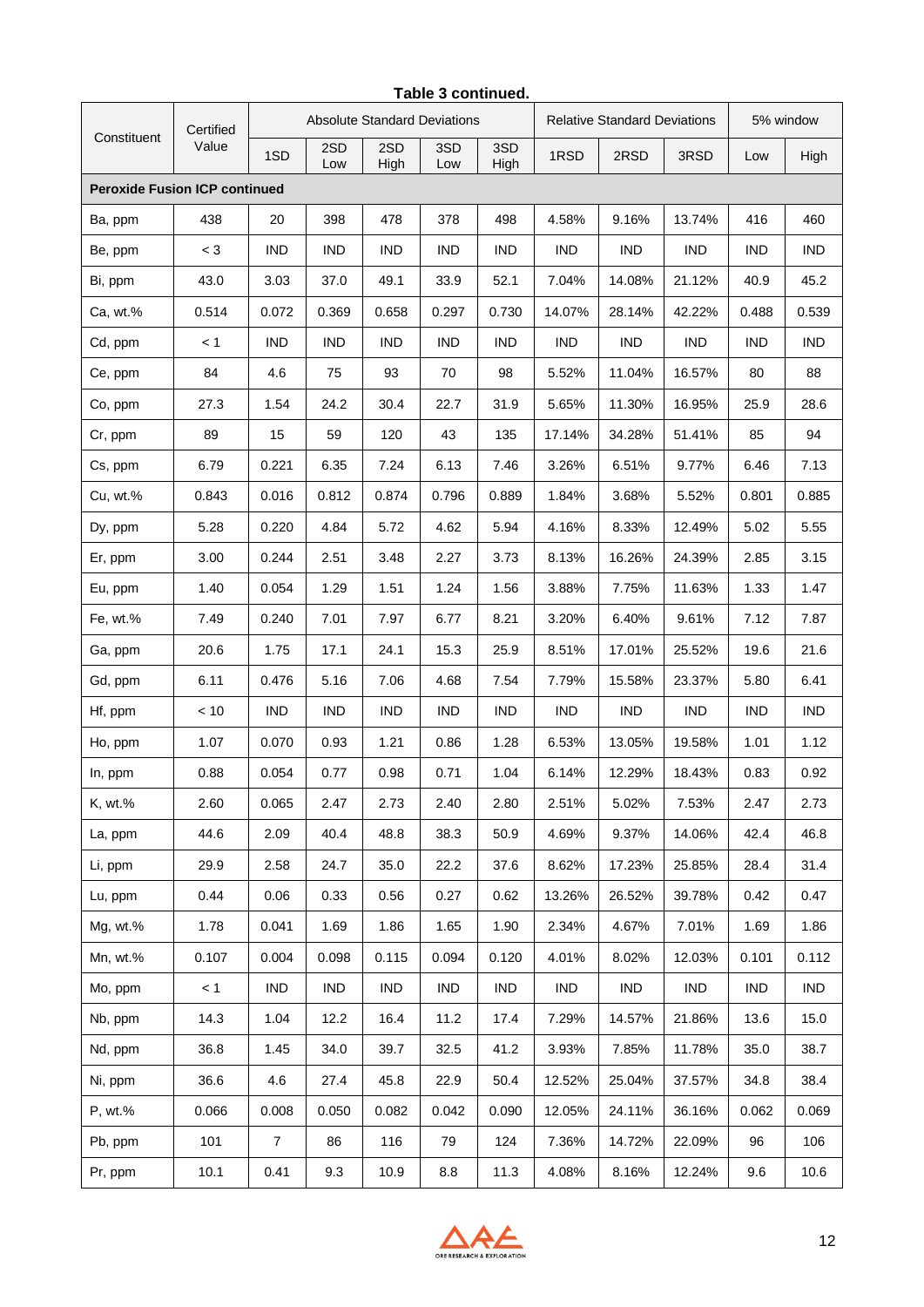**Table 3 continued.**

| Constituent | Certified Value | Absolute Standard Deviations | | | | | Relative Standard Deviations | | | 5% window | |
|---|---|---|---|---|---|---|---|---|---|---|---|
| | | 1SD | 2SD Low | 2SD High | 3SD Low | 3SD High | 1RSD | 2RSD | 3RSD | Low | High |
| **Peroxide Fusion ICP continued** | | | | | | | | | | | |
| Ba, ppm | 438 | 20 | 398 | 478 | 378 | 498 | 4.58% | 9.16% | 13.74% | 416 | 460 |
| Be, ppm | < 3 | IND | IND | IND | IND | IND | IND | IND | IND | IND | IND |
| Bi, ppm | 43.0 | 3.03 | 37.0 | 49.1 | 33.9 | 52.1 | 7.04% | 14.08% | 21.12% | 40.9 | 45.2 |
| Ca, wt.% | 0.514 | 0.072 | 0.369 | 0.658 | 0.297 | 0.730 | 14.07% | 28.14% | 42.22% | 0.488 | 0.539 |
| Cd, ppm | < 1 | IND | IND | IND | IND | IND | IND | IND | IND | IND | IND |
| Ce, ppm | 84 | 4.6 | 75 | 93 | 70 | 98 | 5.52% | 11.04% | 16.57% | 80 | 88 |
| Co, ppm | 27.3 | 1.54 | 24.2 | 30.4 | 22.7 | 31.9 | 5.65% | 11.30% | 16.95% | 25.9 | 28.6 |
| Cr, ppm | 89 | 15 | 59 | 120 | 43 | 135 | 17.14% | 34.28% | 51.41% | 85 | 94 |
| Cs, ppm | 6.79 | 0.221 | 6.35 | 7.24 | 6.13 | 7.46 | 3.26% | 6.51% | 9.77% | 6.46 | 7.13 |
| Cu, wt.% | 0.843 | 0.016 | 0.812 | 0.874 | 0.796 | 0.889 | 1.84% | 3.68% | 5.52% | 0.801 | 0.885 |
| Dy, ppm | 5.28 | 0.220 | 4.84 | 5.72 | 4.62 | 5.94 | 4.16% | 8.33% | 12.49% | 5.02 | 5.55 |
| Er, ppm | 3.00 | 0.244 | 2.51 | 3.48 | 2.27 | 3.73 | 8.13% | 16.26% | 24.39% | 2.85 | 3.15 |
| Eu, ppm | 1.40 | 0.054 | 1.29 | 1.51 | 1.24 | 1.56 | 3.88% | 7.75% | 11.63% | 1.33 | 1.47 |
| Fe, wt.% | 7.49 | 0.240 | 7.01 | 7.97 | 6.77 | 8.21 | 3.20% | 6.40% | 9.61% | 7.12 | 7.87 |
| Ga, ppm | 20.6 | 1.75 | 17.1 | 24.1 | 15.3 | 25.9 | 8.51% | 17.01% | 25.52% | 19.6 | 21.6 |
| Gd, ppm | 6.11 | 0.476 | 5.16 | 7.06 | 4.68 | 7.54 | 7.79% | 15.58% | 23.37% | 5.80 | 6.41 |
| Hf, ppm | < 10 | IND | IND | IND | IND | IND | IND | IND | IND | IND | IND |
| Ho, ppm | 1.07 | 0.070 | 0.93 | 1.21 | 0.86 | 1.28 | 6.53% | 13.05% | 19.58% | 1.01 | 1.12 |
| In, ppm | 0.88 | 0.054 | 0.77 | 0.98 | 0.71 | 1.04 | 6.14% | 12.29% | 18.43% | 0.83 | 0.92 |
| K, wt.% | 2.60 | 0.065 | 2.47 | 2.73 | 2.40 | 2.80 | 2.51% | 5.02% | 7.53% | 2.47 | 2.73 |
| La, ppm | 44.6 | 2.09 | 40.4 | 48.8 | 38.3 | 50.9 | 4.69% | 9.37% | 14.06% | 42.4 | 46.8 |
| Li, ppm | 29.9 | 2.58 | 24.7 | 35.0 | 22.2 | 37.6 | 8.62% | 17.23% | 25.85% | 28.4 | 31.4 |
| Lu, ppm | 0.44 | 0.06 | 0.33 | 0.56 | 0.27 | 0.62 | 13.26% | 26.52% | 39.78% | 0.42 | 0.47 |
| Mg, wt.% | 1.78 | 0.041 | 1.69 | 1.86 | 1.65 | 1.90 | 2.34% | 4.67% | 7.01% | 1.69 | 1.86 |
| Mn, wt.% | 0.107 | 0.004 | 0.098 | 0.115 | 0.094 | 0.120 | 4.01% | 8.02% | 12.03% | 0.101 | 0.112 |
| Mo, ppm | < 1 | IND | IND | IND | IND | IND | IND | IND | IND | IND | IND |
| Nb, ppm | 14.3 | 1.04 | 12.2 | 16.4 | 11.2 | 17.4 | 7.29% | 14.57% | 21.86% | 13.6 | 15.0 |
| Nd, ppm | 36.8 | 1.45 | 34.0 | 39.7 | 32.5 | 41.2 | 3.93% | 7.85% | 11.78% | 35.0 | 38.7 |
| Ni, ppm | 36.6 | 4.6 | 27.4 | 45.8 | 22.9 | 50.4 | 12.52% | 25.04% | 37.57% | 34.8 | 38.4 |
| P, wt.% | 0.066 | 0.008 | 0.050 | 0.082 | 0.042 | 0.090 | 12.05% | 24.11% | 36.16% | 0.062 | 0.069 |
| Pb, ppm | 101 | 7 | 86 | 116 | 79 | 124 | 7.36% | 14.72% | 22.09% | 96 | 106 |
| Pr, ppm | 10.1 | 0.41 | 9.3 | 10.9 | 8.8 | 11.3 | 4.08% | 8.16% | 12.24% | 9.6 | 10.6 |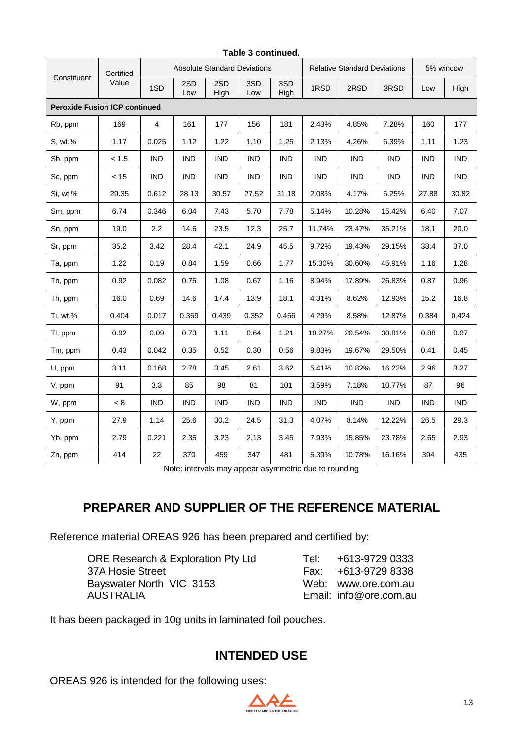**Table 3 continued.**

| Constituent | Certified Value | Absolute Standard Deviations | | | | | Relative Standard Deviations | | | 5% window | |
|---|---|---|---|---|---|---|---|---|---|---|---|
| | | 1SD | 2SD Low | 2SD High | 3SD Low | 3SD High | 1RSD | 2RSD | 3RSD | Low | High |
| **Peroxide Fusion ICP continued** | | | | | | | | | | | |
| Rb, ppm | 169 | 4 | 161 | 177 | 156 | 181 | 2.43% | 4.85% | 7.28% | 160 | 177 |
| S, wt.% | 1.17 | 0.025 | 1.12 | 1.22 | 1.10 | 1.25 | 2.13% | 4.26% | 6.39% | 1.11 | 1.23 |
| Sb, ppm | < 1.5 | IND | IND | IND | IND | IND | IND | IND | IND | IND | IND |
| Sc, ppm | < 15 | IND | IND | IND | IND | IND | IND | IND | IND | IND | IND |
| Si, wt.% | 29.35 | 0.612 | 28.13 | 30.57 | 27.52 | 31.18 | 2.08% | 4.17% | 6.25% | 27.88 | 30.82 |
| Sm, ppm | 6.74 | 0.346 | 6.04 | 7.43 | 5.70 | 7.78 | 5.14% | 10.28% | 15.42% | 6.40 | 7.07 |
| Sn, ppm | 19.0 | 2.2 | 14.6 | 23.5 | 12.3 | 25.7 | 11.74% | 23.47% | 35.21% | 18.1 | 20.0 |
| Sr, ppm | 35.2 | 3.42 | 28.4 | 42.1 | 24.9 | 45.5 | 9.72% | 19.43% | 29.15% | 33.4 | 37.0 |
| Ta, ppm | 1.22 | 0.19 | 0.84 | 1.59 | 0.66 | 1.77 | 15.30% | 30.60% | 45.91% | 1.16 | 1.28 |
| Tb, ppm | 0.92 | 0.082 | 0.75 | 1.08 | 0.67 | 1.16 | 8.94% | 17.89% | 26.83% | 0.87 | 0.96 |
| Th, ppm | 16.0 | 0.69 | 14.6 | 17.4 | 13.9 | 18.1 | 4.31% | 8.62% | 12.93% | 15.2 | 16.8 |
| Ti, wt.% | 0.404 | 0.017 | 0.369 | 0.439 | 0.352 | 0.456 | 4.29% | 8.58% | 12.87% | 0.384 | 0.424 |
| Tl, ppm | 0.92 | 0.09 | 0.73 | 1.11 | 0.64 | 1.21 | 10.27% | 20.54% | 30.81% | 0.88 | 0.97 |
| Tm, ppm | 0.43 | 0.042 | 0.35 | 0.52 | 0.30 | 0.56 | 9.83% | 19.67% | 29.50% | 0.41 | 0.45 |
| U, ppm | 3.11 | 0.168 | 2.78 | 3.45 | 2.61 | 3.62 | 5.41% | 10.82% | 16.22% | 2.96 | 3.27 |
| V, ppm | 91 | 3.3 | 85 | 98 | 81 | 101 | 3.59% | 7.18% | 10.77% | 87 | 96 |
| W, ppm | < 8 | IND | IND | IND | IND | IND | IND | IND | IND | IND | IND |
| Y, ppm | 27.9 | 1.14 | 25.6 | 30.2 | 24.5 | 31.3 | 4.07% | 8.14% | 12.22% | 26.5 | 29.3 |
| Yb, ppm | 2.79 | 0.221 | 2.35 | 3.23 | 2.13 | 3.45 | 7.93% | 15.85% | 23.78% | 2.65 | 2.93 |
| Zn, ppm | 414 | 22 | 370 | 459 | 347 | 481 | 5.39% | 10.78% | 16.16% | 394 | 435 |

Note: intervals may appear asymmetric due to rounding

## PREPARER AND SUPPLIER OF THE REFERENCE MATERIAL

Reference material OREAS 926 has been prepared and certified by:

ORE Research & Exploration Pty Ltd
37A Hosie Street
Bayswater North VIC 3153
AUSTRALIA

Tel: +613-9729 0333
Fax: +613-9729 8338
Web: www.ore.com.au
Email: info@ore.com.au

It has been packaged in 10g units in laminated foil pouches.

## INTENDED USE

OREAS 926 is intended for the following uses: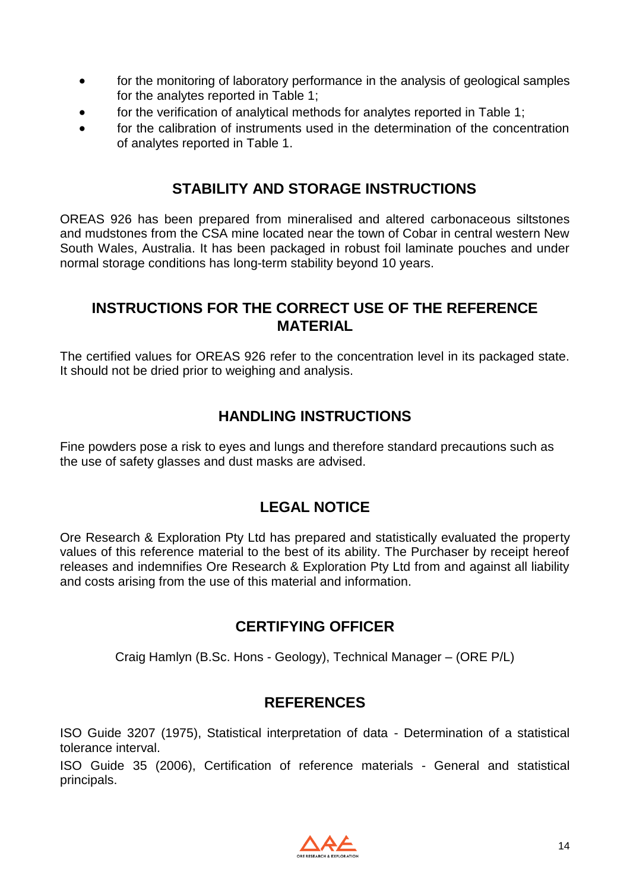- for the monitoring of laboratory performance in the analysis of geological samples for the analytes reported in Table 1;
- for the verification of analytical methods for analytes reported in Table 1;
- for the calibration of instruments used in the determination of the concentration of analytes reported in Table 1.

## STABILITY AND STORAGE INSTRUCTIONS

OREAS 926 has been prepared from mineralised and altered carbonaceous siltstones and mudstones from the CSA mine located near the town of Cobar in central western New South Wales, Australia. It has been packaged in robust foil laminate pouches and under normal storage conditions has long-term stability beyond 10 years.

## INSTRUCTIONS FOR THE CORRECT USE OF THE REFERENCE MATERIAL

The certified values for OREAS 926 refer to the concentration level in its packaged state. It should not be dried prior to weighing and analysis.

## HANDLING INSTRUCTIONS

Fine powders pose a risk to eyes and lungs and therefore standard precautions such as the use of safety glasses and dust masks are advised.

## LEGAL NOTICE

Ore Research & Exploration Pty Ltd has prepared and statistically evaluated the property values of this reference material to the best of its ability. The Purchaser by receipt hereof releases and indemnifies Ore Research & Exploration Pty Ltd from and against all liability and costs arising from the use of this material and information.

## CERTIFYING OFFICER

Craig Hamlyn (B.Sc. Hons - Geology), Technical Manager – (ORE P/L)

## REFERENCES

ISO Guide 3207 (1975), Statistical interpretation of data - Determination of a statistical tolerance interval.

ISO Guide 35 (2006), Certification of reference materials - General and statistical principals.